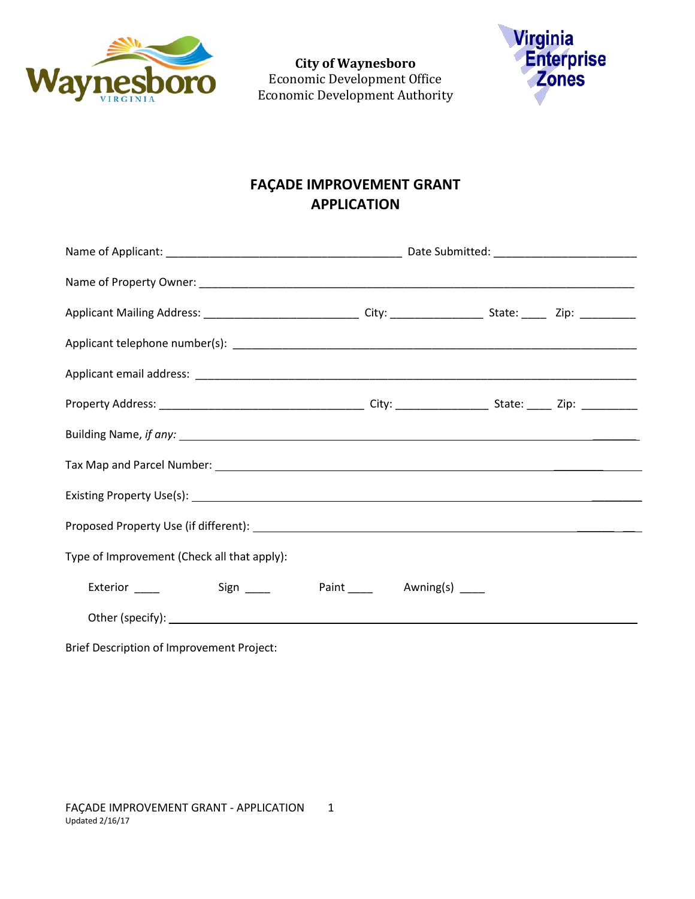**City of Waynesboro**
Economic Development Office
Economic Development Authority

# FAÇADE IMPROVEMENT GRANT APPLICATION

Name of Applicant: ______________________________________ Date Submitted: _______________________

Name of Property Owner: _______________________________________________________________________

Applicant Mailing Address: _________________________ City: _______________ State: ____ Zip: _________

Applicant telephone number(s): ___________________________________________________________________

Applicant email address: ________________________________________________________________________

Property Address: _________________________________ City: _______________ State: ____ Zip: _________

Building Name, *if any:* ________________________________________________________________________

Tax Map and Parcel Number: _____________________________________________________________________

Existing Property Use(s): _______________________________________________________________________

Proposed Property Use (if different): ____________________________________________________________

Type of Improvement (Check all that apply):

Exterior ____ Sign ____ Paint ____ Awning(s) ____

Other (specify): _______________________________________________________________________________

Brief Description of Improvement Project: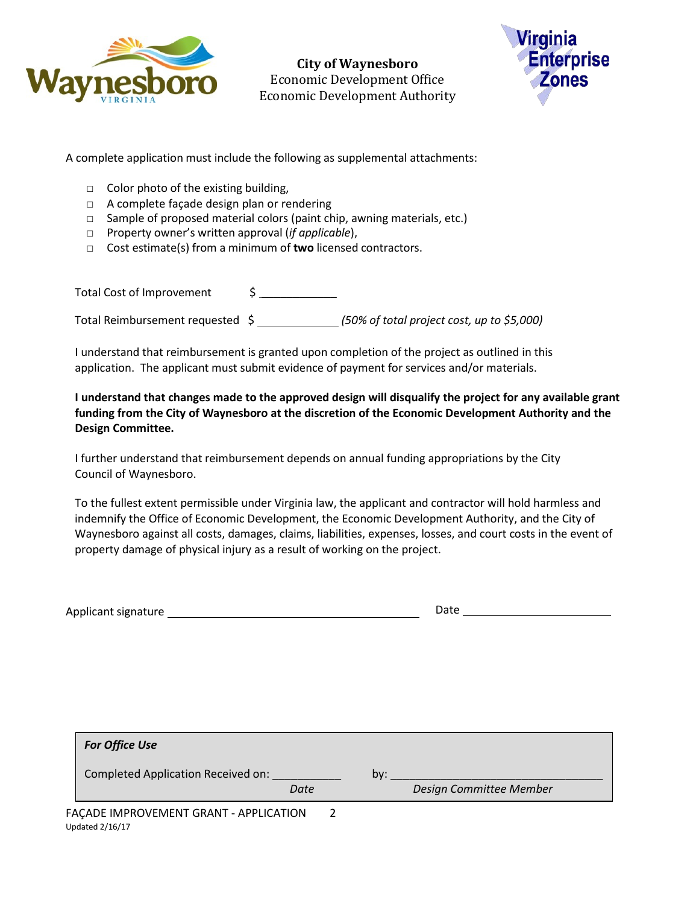**City of Waynesboro**
Economic Development Office
Economic Development Authority

A complete application must include the following as supplemental attachments:

- □ Color photo of the existing building,
- □ A complete façade design plan or rendering
- □ Sample of proposed material colors (paint chip, awning materials, etc.)
- □ Property owner's written approval (*if applicable*),
- □ Cost estimate(s) from a minimum of **two** licensed contractors.

Total Cost of Improvement $ ____________

Total Reimbursement requested $ ____________ *(50% of total project cost, up to $5,000)*

I understand that reimbursement is granted upon completion of the project as outlined in this application. The applicant must submit evidence of payment for services and/or materials.

**I understand that changes made to the approved design will disqualify the project for any available grant funding from the City of Waynesboro at the discretion of the Economic Development Authority and the Design Committee.**

I further understand that reimbursement depends on annual funding appropriations by the City Council of Waynesboro.

To the fullest extent permissible under Virginia law, the applicant and contractor will hold harmless and indemnify the Office of Economic Development, the Economic Development Authority, and the City of Waynesboro against all costs, damages, claims, liabilities, expenses, losses, and court costs in the event of property damage of physical injury as a result of working on the project.

Applicant signature ________________________________________ Date ______________________

***For Office Use***

Completed Application Received on: __________ by: ________________________________

*Date* *Design Committee Member*

FAÇADE IMPROVEMENT GRANT - APPLICATION
Updated 2/16/17